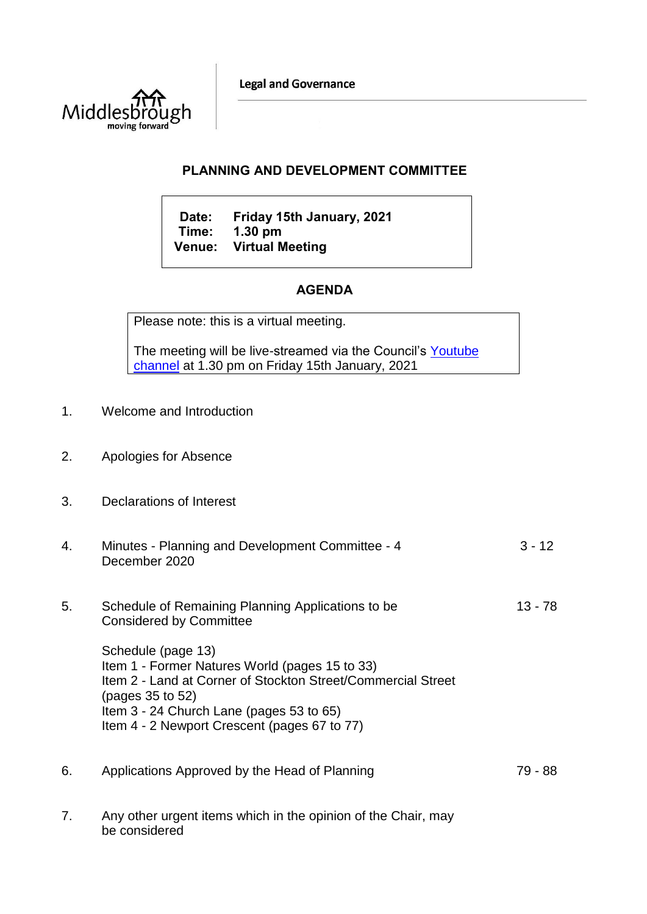Legal and Governance

# PLANNING AND DEVELOPMENT COMMITTEE

**Date:** Friday 15th January, 2021
**Time:** 1.30 pm
**Venue:** Virtual Meeting

## AGENDA

Please note: this is a virtual meeting.

The meeting will be live-streamed via the Council's Youtube channel at 1.30 pm on Friday 15th January, 2021

1. Welcome and Introduction

2. Apologies for Absence

3. Declarations of Interest

4. Minutes - Planning and Development Committee - 4 December 2020 — 3 - 12

5. Schedule of Remaining Planning Applications to be Considered by Committee — 13 - 78

   Schedule (page 13)
   Item 1 - Former Natures World (pages 15 to 33)
   Item 2 - Land at Corner of Stockton Street/Commercial Street (pages 35 to 52)
   Item 3 - 24 Church Lane (pages 53 to 65)
   Item 4 - 2 Newport Crescent (pages 67 to 77)

6. Applications Approved by the Head of Planning — 79 - 88

7. Any other urgent items which in the opinion of the Chair, may be considered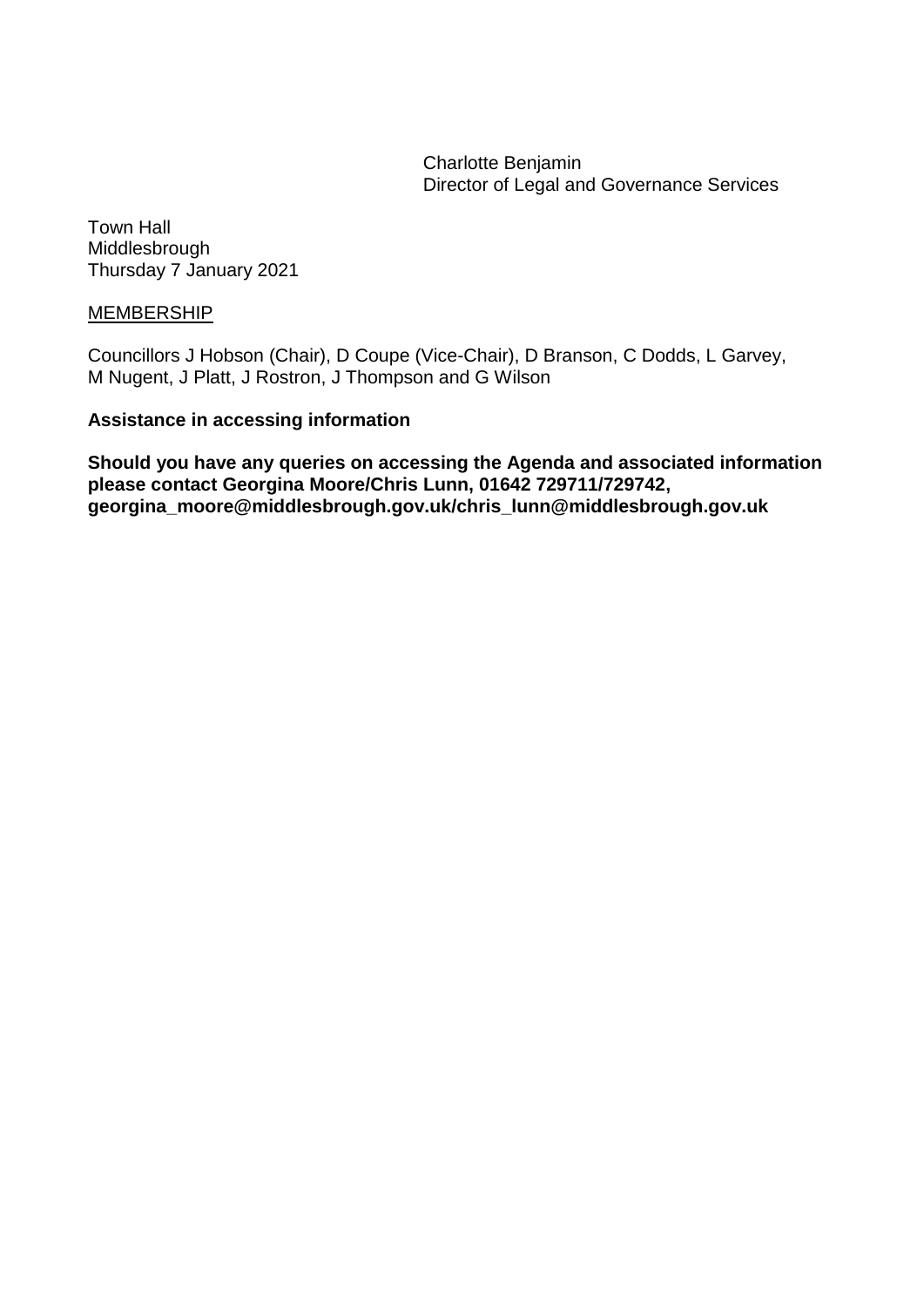Charlotte Benjamin
Director of Legal and Governance Services

Town Hall
Middlesbrough
Thursday 7 January 2021

MEMBERSHIP

Councillors J Hobson (Chair), D Coupe (Vice-Chair), D Branson, C Dodds, L Garvey, M Nugent, J Platt, J Rostron, J Thompson and G Wilson

**Assistance in accessing information**

**Should you have any queries on accessing the Agenda and associated information please contact Georgina Moore/Chris Lunn, 01642 729711/729742, georgina_moore@middlesbrough.gov.uk/chris_lunn@middlesbrough.gov.uk**